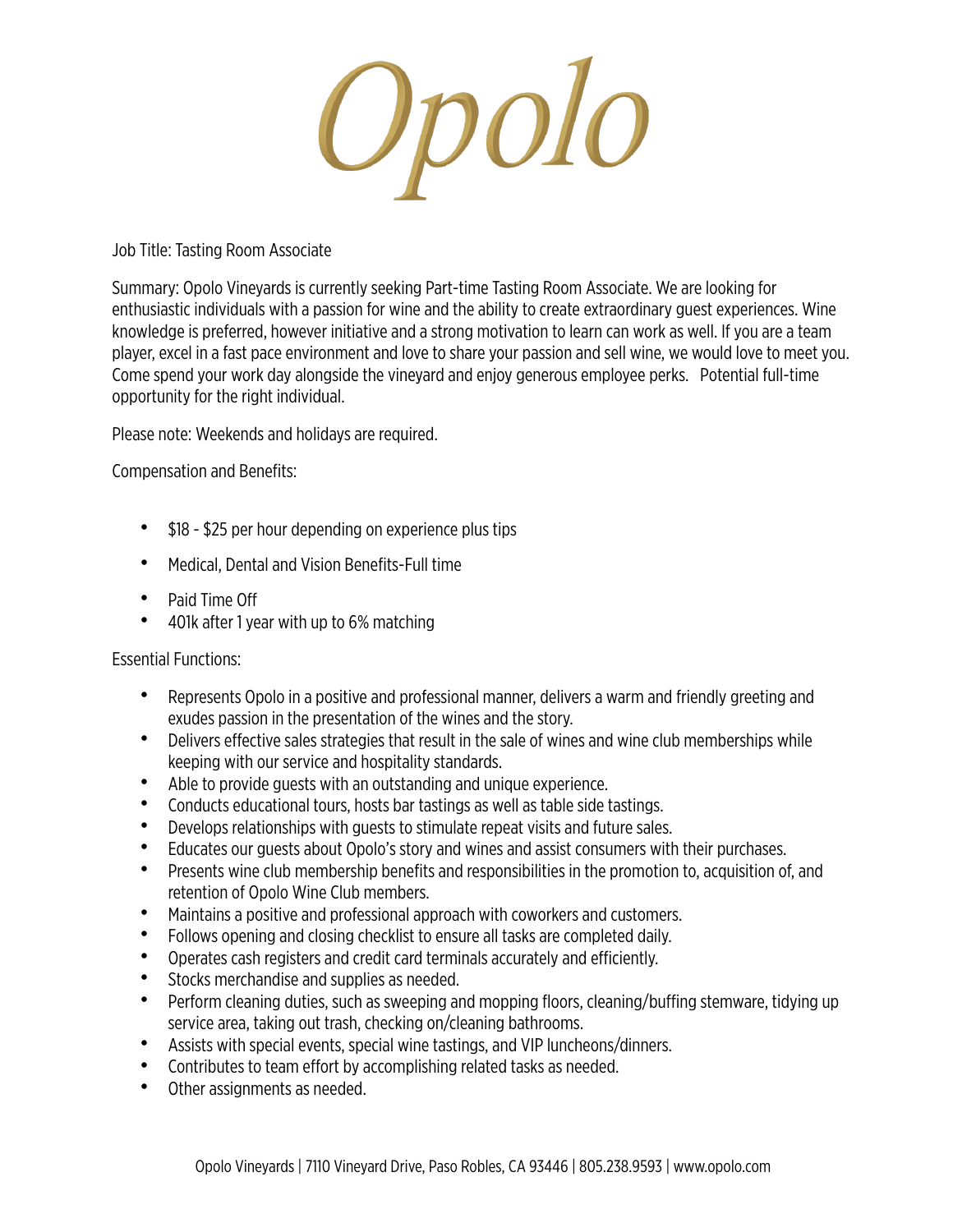# Opolo

Job Title: Tasting Room Associate

Summary: Opolo Vineyards is currently seeking Part-time Tasting Room Associate. We are looking for enthusiastic individuals with a passion for wine and the ability to create extraordinary guest experiences. Wine knowledge is preferred, however initiative and a strong motivation to learn can work as well. If you are a team player, excel in a fast pace environment and love to share your passion and sell wine, we would love to meet you. Come spend your work day alongside the vineyard and enjoy generous employee perks. Potential full-time opportunity for the right individual.

Please note: Weekends and holidays are required.

Compensation and Benefits:

- $18 - $25 per hour depending on experience plus tips
- Medical, Dental and Vision Benefits-Full time
- Paid Time Off
- 401k after 1 year with up to 6% matching

Essential Functions:

- Represents Opolo in a positive and professional manner, delivers a warm and friendly greeting and exudes passion in the presentation of the wines and the story.
- Delivers effective sales strategies that result in the sale of wines and wine club memberships while keeping with our service and hospitality standards.
- Able to provide guests with an outstanding and unique experience.
- Conducts educational tours, hosts bar tastings as well as table side tastings.
- Develops relationships with guests to stimulate repeat visits and future sales.
- Educates our guests about Opolo's story and wines and assist consumers with their purchases.
- Presents wine club membership benefits and responsibilities in the promotion to, acquisition of, and retention of Opolo Wine Club members.
- Maintains a positive and professional approach with coworkers and customers.
- Follows opening and closing checklist to ensure all tasks are completed daily.
- Operates cash registers and credit card terminals accurately and efficiently.
- Stocks merchandise and supplies as needed.
- Perform cleaning duties, such as sweeping and mopping floors, cleaning/buffing stemware, tidying up service area, taking out trash, checking on/cleaning bathrooms.
- Assists with special events, special wine tastings, and VIP luncheons/dinners.
- Contributes to team effort by accomplishing related tasks as needed.
- Other assignments as needed.

Opolo Vineyards | 7110 Vineyard Drive, Paso Robles, CA 93446 | 805.238.9593 | www.opolo.com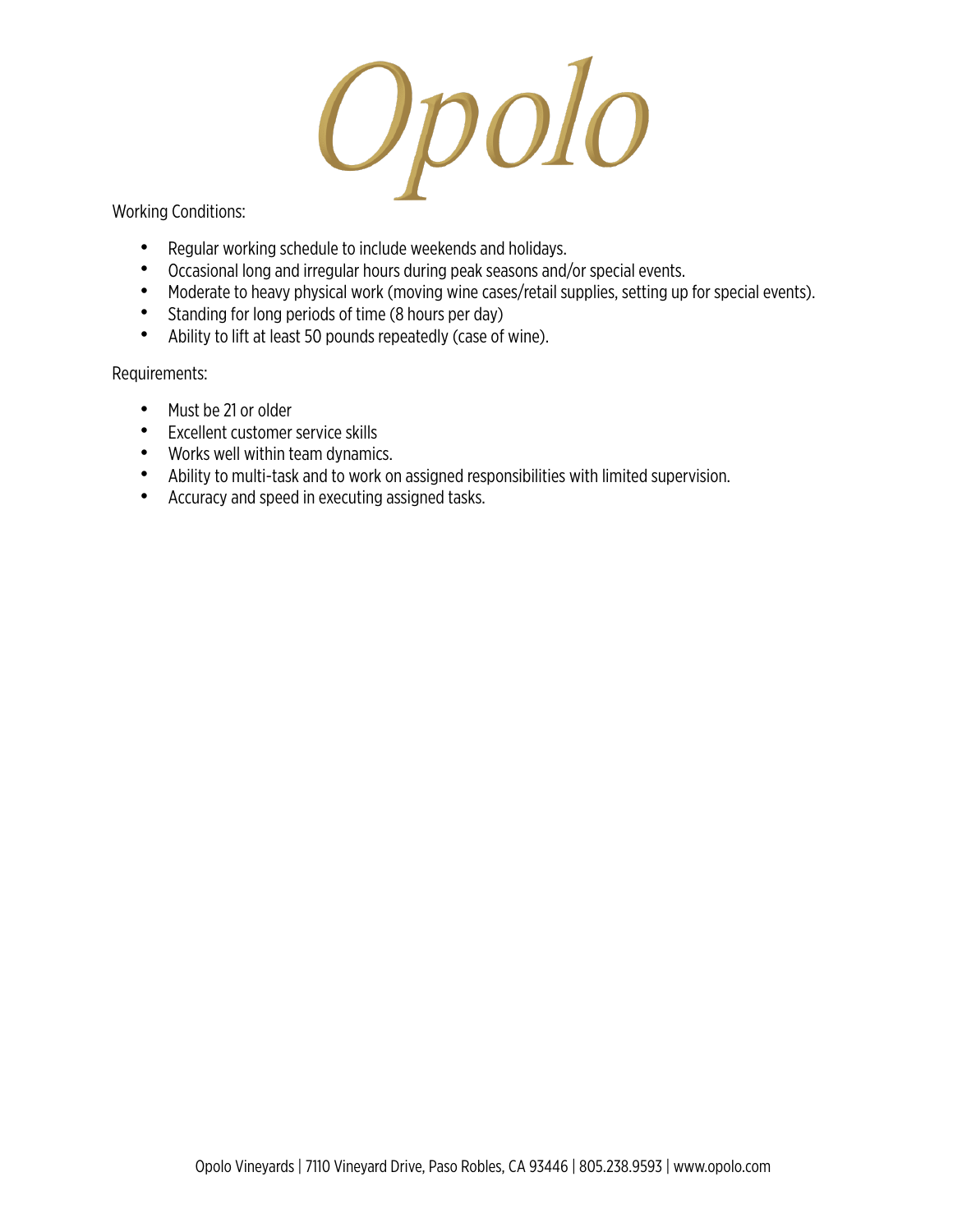Working Conditions:

- Regular working schedule to include weekends and holidays.
- Occasional long and irregular hours during peak seasons and/or special events.
- Moderate to heavy physical work (moving wine cases/retail supplies, setting up for special events).
- Standing for long periods of time (8 hours per day)
- Ability to lift at least 50 pounds repeatedly (case of wine).

Requirements:

- Must be 21 or older
- Excellent customer service skills
- Works well within team dynamics.
- Ability to multi-task and to work on assigned responsibilities with limited supervision.
- Accuracy and speed in executing assigned tasks.